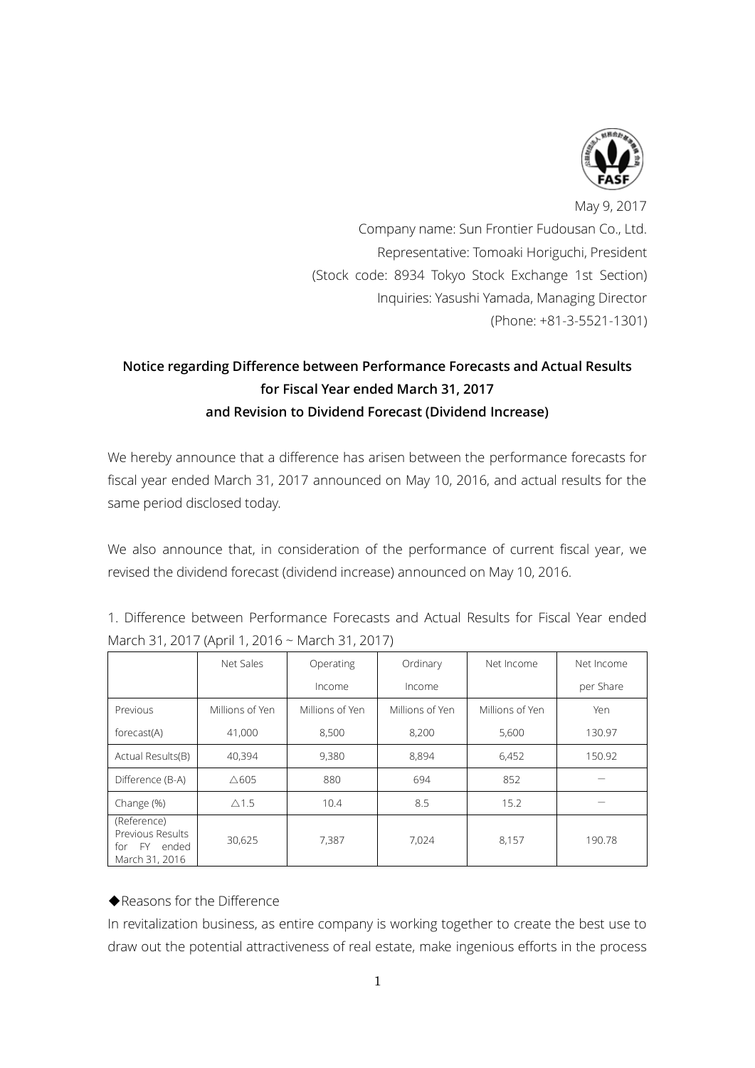May 9, 2017

Company name: Sun Frontier Fudousan Co., Ltd.

Representative: Tomoaki Horiguchi, President

(Stock code: 8934 Tokyo Stock Exchange 1st Section)

Inquiries: Yasushi Yamada, Managing Director

(Phone: +81-3-5521-1301)

**Notice regarding Difference between Performance Forecasts and Actual Results for Fiscal Year ended March 31, 2017 and Revision to Dividend Forecast (Dividend Increase)**

We hereby announce that a difference has arisen between the performance forecasts for fiscal year ended March 31, 2017 announced on May 10, 2016, and actual results for the same period disclosed today.

We also announce that, in consideration of the performance of current fiscal year, we revised the dividend forecast (dividend increase) announced on May 10, 2016.

1. Difference between Performance Forecasts and Actual Results for Fiscal Year ended March 31, 2017 (April 1, 2016 ~ March 31, 2017)

| | Net Sales | Operating Income | Ordinary Income | Net Income | Net Income per Share |
|---|---|---|---|---|---|
| Previous forecast(A) | Millions of Yen 41,000 | Millions of Yen 8,500 | Millions of Yen 8,200 | Millions of Yen 5,600 | Yen 130.97 |
| Actual Results(B) | 40,394 | 9,380 | 8,894 | 6,452 | 150.92 |
| Difference (B-A) | △605 | 880 | 694 | 852 | — |
| Change (%) | △1.5 | 10.4 | 8.5 | 15.2 | — |
| (Reference) Previous Results for FY ended March 31, 2016 | 30,625 | 7,387 | 7,024 | 8,157 | 190.78 |

◆Reasons for the Difference

In revitalization business, as entire company is working together to create the best use to draw out the potential attractiveness of real estate, make ingenious efforts in the process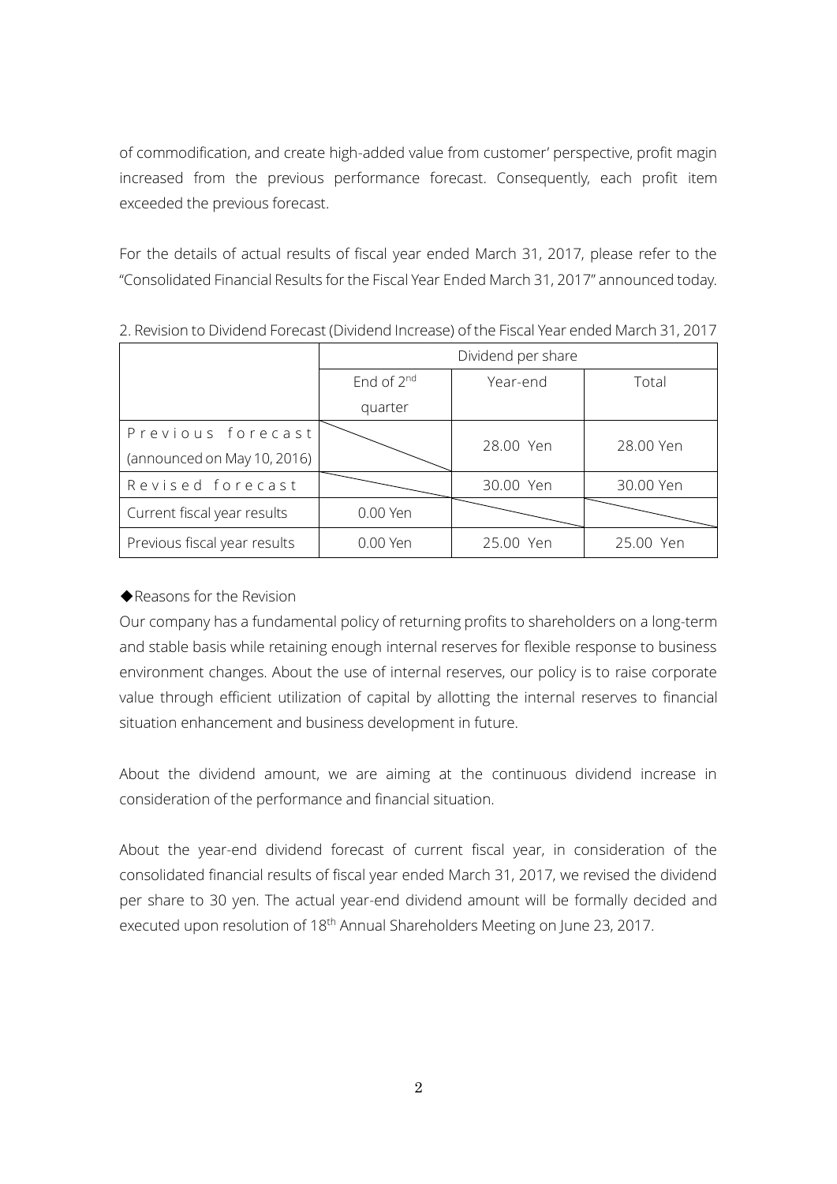of commodification, and create high-added value from customer' perspective, profit magin increased from the previous performance forecast. Consequently, each profit item exceeded the previous forecast.

For the details of actual results of fiscal year ended March 31, 2017, please refer to the "Consolidated Financial Results for the Fiscal Year Ended March 31, 2017" announced today.

2. Revision to Dividend Forecast (Dividend Increase) of the Fiscal Year ended March 31, 2017

| | Dividend per share | | |
|---|---|---|---|
| | End of 2nd quarter | Year-end | Total |
| Previous forecast (announced on May 10, 2016) | | 28.00 Yen | 28.00 Yen |
| Revised forecast | | 30.00 Yen | 30.00 Yen |
| Current fiscal year results | 0.00 Yen | | |
| Previous fiscal year results | 0.00 Yen | 25.00 Yen | 25.00 Yen |

◆Reasons for the Revision

Our company has a fundamental policy of returning profits to shareholders on a long-term and stable basis while retaining enough internal reserves for flexible response to business environment changes. About the use of internal reserves, our policy is to raise corporate value through efficient utilization of capital by allotting the internal reserves to financial situation enhancement and business development in future.

About the dividend amount, we are aiming at the continuous dividend increase in consideration of the performance and financial situation.

About the year-end dividend forecast of current fiscal year, in consideration of the consolidated financial results of fiscal year ended March 31, 2017, we revised the dividend per share to 30 yen. The actual year-end dividend amount will be formally decided and executed upon resolution of 18th Annual Shareholders Meeting on June 23, 2017.